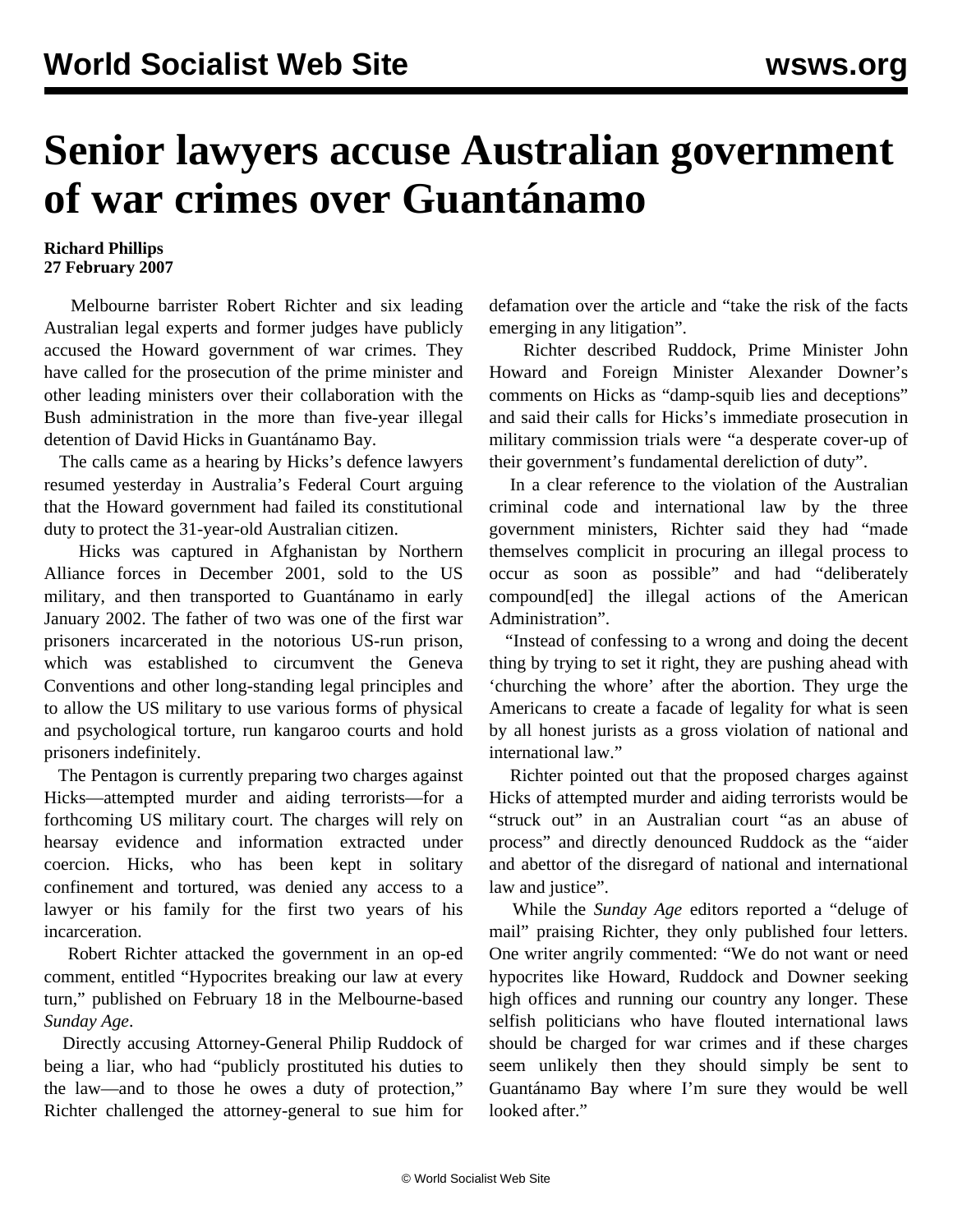# Senior lawyers accuse Australian government of war crimes over Guantánamo

**Richard Phillips**
**27 February 2007**

Melbourne barrister Robert Richter and six leading Australian legal experts and former judges have publicly accused the Howard government of war crimes. They have called for the prosecution of the prime minister and other leading ministers over their collaboration with the Bush administration in the more than five-year illegal detention of David Hicks in Guantánamo Bay.

The calls came as a hearing by Hicks's defence lawyers resumed yesterday in Australia's Federal Court arguing that the Howard government had failed its constitutional duty to protect the 31-year-old Australian citizen.

Hicks was captured in Afghanistan by Northern Alliance forces in December 2001, sold to the US military, and then transported to Guantánamo in early January 2002. The father of two was one of the first war prisoners incarcerated in the notorious US-run prison, which was established to circumvent the Geneva Conventions and other long-standing legal principles and to allow the US military to use various forms of physical and psychological torture, run kangaroo courts and hold prisoners indefinitely.

The Pentagon is currently preparing two charges against Hicks—attempted murder and aiding terrorists—for a forthcoming US military court. The charges will rely on hearsay evidence and information extracted under coercion. Hicks, who has been kept in solitary confinement and tortured, was denied any access to a lawyer or his family for the first two years of his incarceration.

Robert Richter attacked the government in an op-ed comment, entitled "Hypocrites breaking our law at every turn," published on February 18 in the Melbourne-based *Sunday Age*.

Directly accusing Attorney-General Philip Ruddock of being a liar, who had "publicly prostituted his duties to the law—and to those he owes a duty of protection," Richter challenged the attorney-general to sue him for defamation over the article and "take the risk of the facts emerging in any litigation".

Richter described Ruddock, Prime Minister John Howard and Foreign Minister Alexander Downer's comments on Hicks as "damp-squib lies and deceptions" and said their calls for Hicks's immediate prosecution in military commission trials were "a desperate cover-up of their government's fundamental dereliction of duty".

In a clear reference to the violation of the Australian criminal code and international law by the three government ministers, Richter said they had "made themselves complicit in procuring an illegal process to occur as soon as possible" and had "deliberately compound[ed] the illegal actions of the American Administration".

"Instead of confessing to a wrong and doing the decent thing by trying to set it right, they are pushing ahead with 'churching the whore' after the abortion. They urge the Americans to create a facade of legality for what is seen by all honest jurists as a gross violation of national and international law."

Richter pointed out that the proposed charges against Hicks of attempted murder and aiding terrorists would be "struck out" in an Australian court "as an abuse of process" and directly denounced Ruddock as the "aider and abettor of the disregard of national and international law and justice".

While the *Sunday Age* editors reported a "deluge of mail" praising Richter, they only published four letters. One writer angrily commented: "We do not want or need hypocrites like Howard, Ruddock and Downer seeking high offices and running our country any longer. These selfish politicians who have flouted international laws should be charged for war crimes and if these charges seem unlikely then they should simply be sent to Guantánamo Bay where I'm sure they would be well looked after."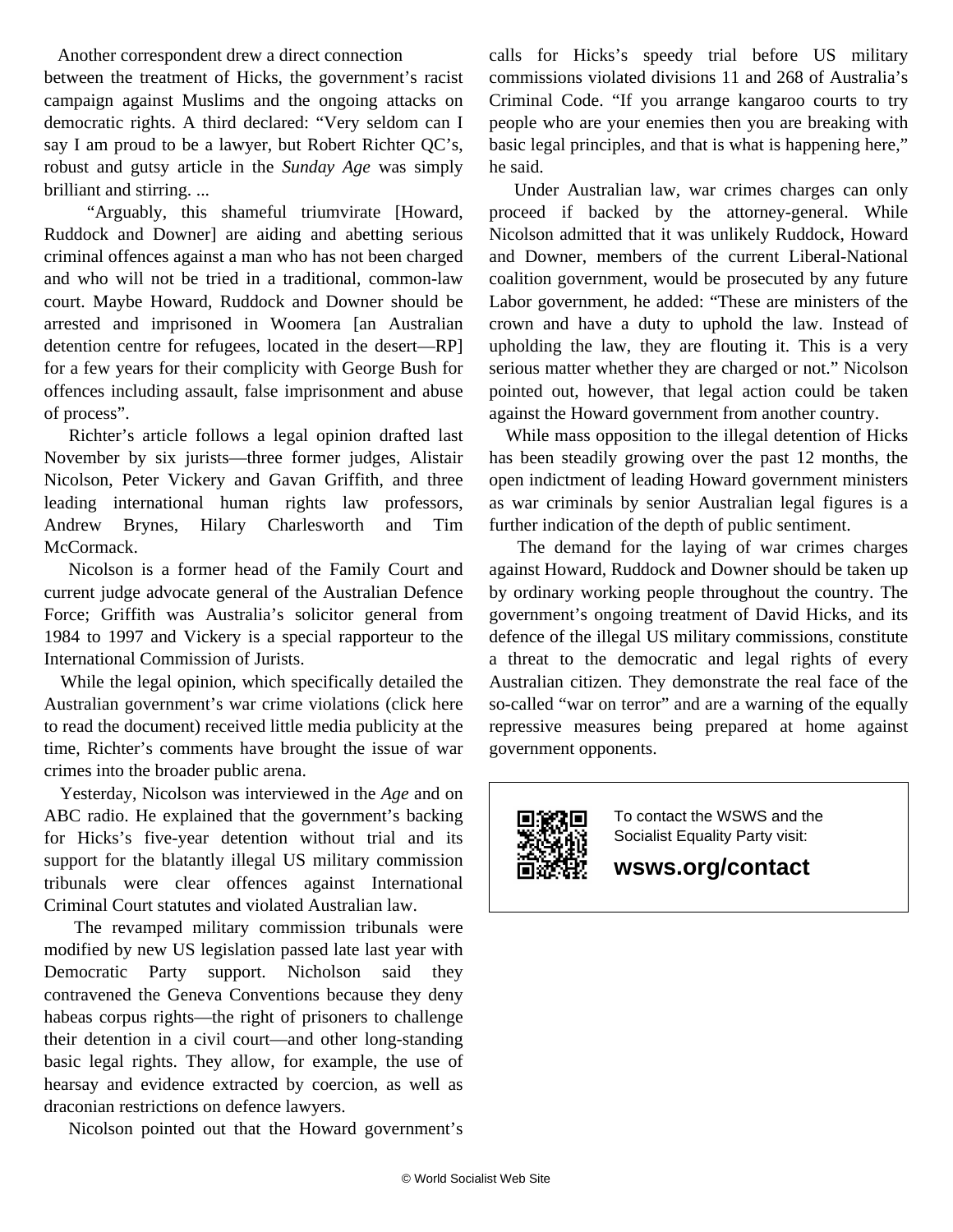Another correspondent drew a direct connection between the treatment of Hicks, the government's racist campaign against Muslims and the ongoing attacks on democratic rights. A third declared: "Very seldom can I say I am proud to be a lawyer, but Robert Richter QC's, robust and gutsy article in the *Sunday Age* was simply brilliant and stirring. ...

"Arguably, this shameful triumvirate [Howard, Ruddock and Downer] are aiding and abetting serious criminal offences against a man who has not been charged and who will not be tried in a traditional, common-law court. Maybe Howard, Ruddock and Downer should be arrested and imprisoned in Woomera [an Australian detention centre for refugees, located in the desert—RP] for a few years for their complicity with George Bush for offences including assault, false imprisonment and abuse of process".

Richter's article follows a legal opinion drafted last November by six jurists—three former judges, Alistair Nicolson, Peter Vickery and Gavan Griffith, and three leading international human rights law professors, Andrew Brynes, Hilary Charlesworth and Tim McCormack.

Nicolson is a former head of the Family Court and current judge advocate general of the Australian Defence Force; Griffith was Australia's solicitor general from 1984 to 1997 and Vickery is a special rapporteur to the International Commission of Jurists.

While the legal opinion, which specifically detailed the Australian government's war crime violations (click here to read the document) received little media publicity at the time, Richter's comments have brought the issue of war crimes into the broader public arena.

Yesterday, Nicolson was interviewed in the *Age* and on ABC radio. He explained that the government's backing for Hicks's five-year detention without trial and its support for the blatantly illegal US military commission tribunals were clear offences against International Criminal Court statutes and violated Australian law.

The revamped military commission tribunals were modified by new US legislation passed late last year with Democratic Party support. Nicholson said they contravened the Geneva Conventions because they deny habeas corpus rights—the right of prisoners to challenge their detention in a civil court—and other long-standing basic legal rights. They allow, for example, the use of hearsay and evidence extracted by coercion, as well as draconian restrictions on defence lawyers.

Nicolson pointed out that the Howard government's calls for Hicks's speedy trial before US military commissions violated divisions 11 and 268 of Australia's Criminal Code. "If you arrange kangaroo courts to try people who are your enemies then you are breaking with basic legal principles, and that is what is happening here," he said.

Under Australian law, war crimes charges can only proceed if backed by the attorney-general. While Nicolson admitted that it was unlikely Ruddock, Howard and Downer, members of the current Liberal-National coalition government, would be prosecuted by any future Labor government, he added: "These are ministers of the crown and have a duty to uphold the law. Instead of upholding the law, they are flouting it. This is a very serious matter whether they are charged or not." Nicolson pointed out, however, that legal action could be taken against the Howard government from another country.

While mass opposition to the illegal detention of Hicks has been steadily growing over the past 12 months, the open indictment of leading Howard government ministers as war criminals by senior Australian legal figures is a further indication of the depth of public sentiment.

The demand for the laying of war crimes charges against Howard, Ruddock and Downer should be taken up by ordinary working people throughout the country. The government's ongoing treatment of David Hicks, and its defence of the illegal US military commissions, constitute a threat to the democratic and legal rights of every Australian citizen. They demonstrate the real face of the so-called "war on terror" and are a warning of the equally repressive measures being prepared at home against government opponents.

To contact the WSWS and the Socialist Equality Party visit:

**wsws.org/contact**